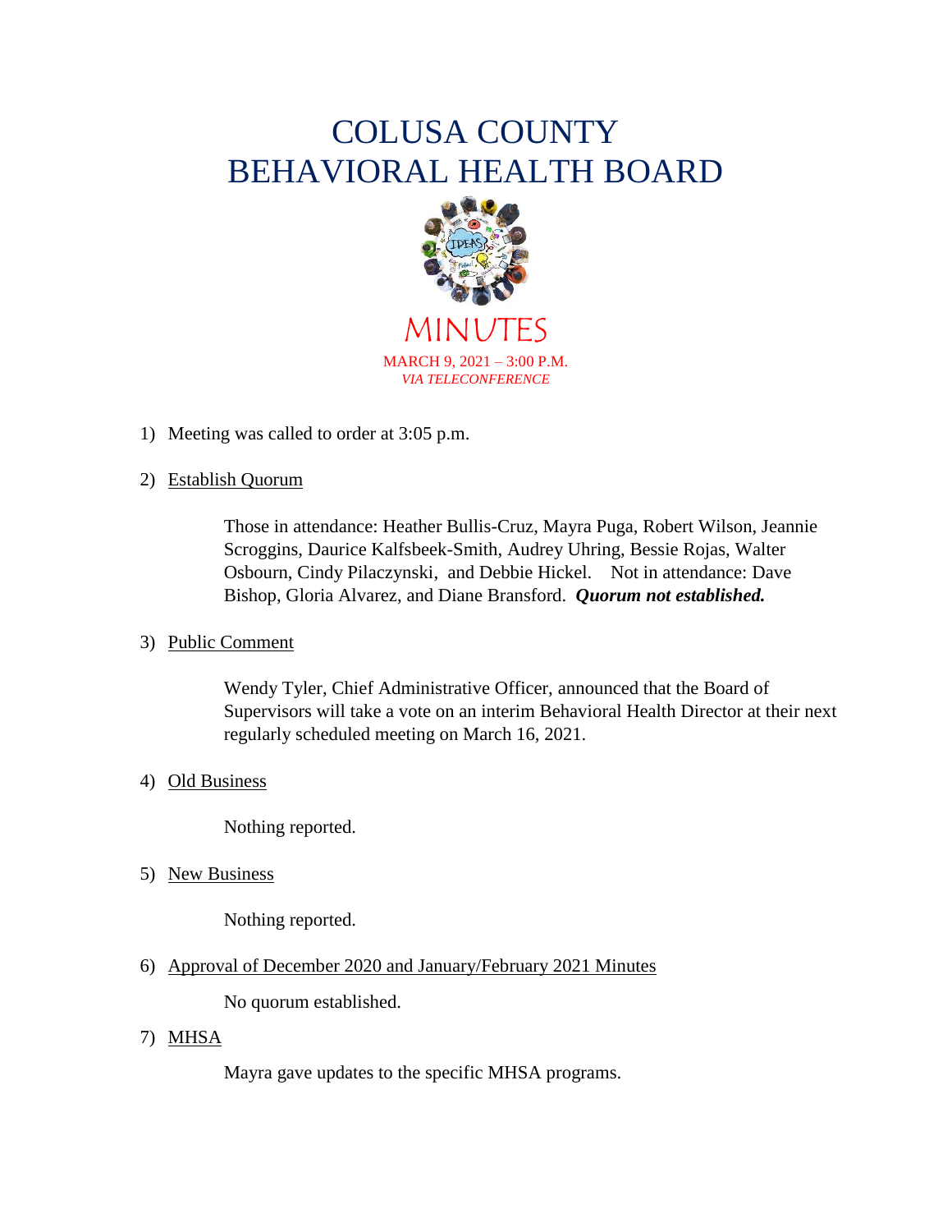# COLUSA COUNTY
# BEHAVIORAL HEALTH BOARD

## MINUTES

MARCH 9, 2021 – 3:00 P.M.
*VIA TELECONFERENCE*

1) Meeting was called to order at 3:05 p.m.

2) Establish Quorum

    Those in attendance: Heather Bullis-Cruz, Mayra Puga, Robert Wilson, Jeannie Scroggins, Daurice Kalfsbeek-Smith, Audrey Uhring, Bessie Rojas, Walter Osbourn, Cindy Pilaczynski, and Debbie Hickel. Not in attendance: Dave Bishop, Gloria Alvarez, and Diane Bransford. ***Quorum not established.***

3) Public Comment

    Wendy Tyler, Chief Administrative Officer, announced that the Board of Supervisors will take a vote on an interim Behavioral Health Director at their next regularly scheduled meeting on March 16, 2021.

4) Old Business

    Nothing reported.

5) New Business

    Nothing reported.

6) Approval of December 2020 and January/February 2021 Minutes

    No quorum established.

7) MHSA

    Mayra gave updates to the specific MHSA programs.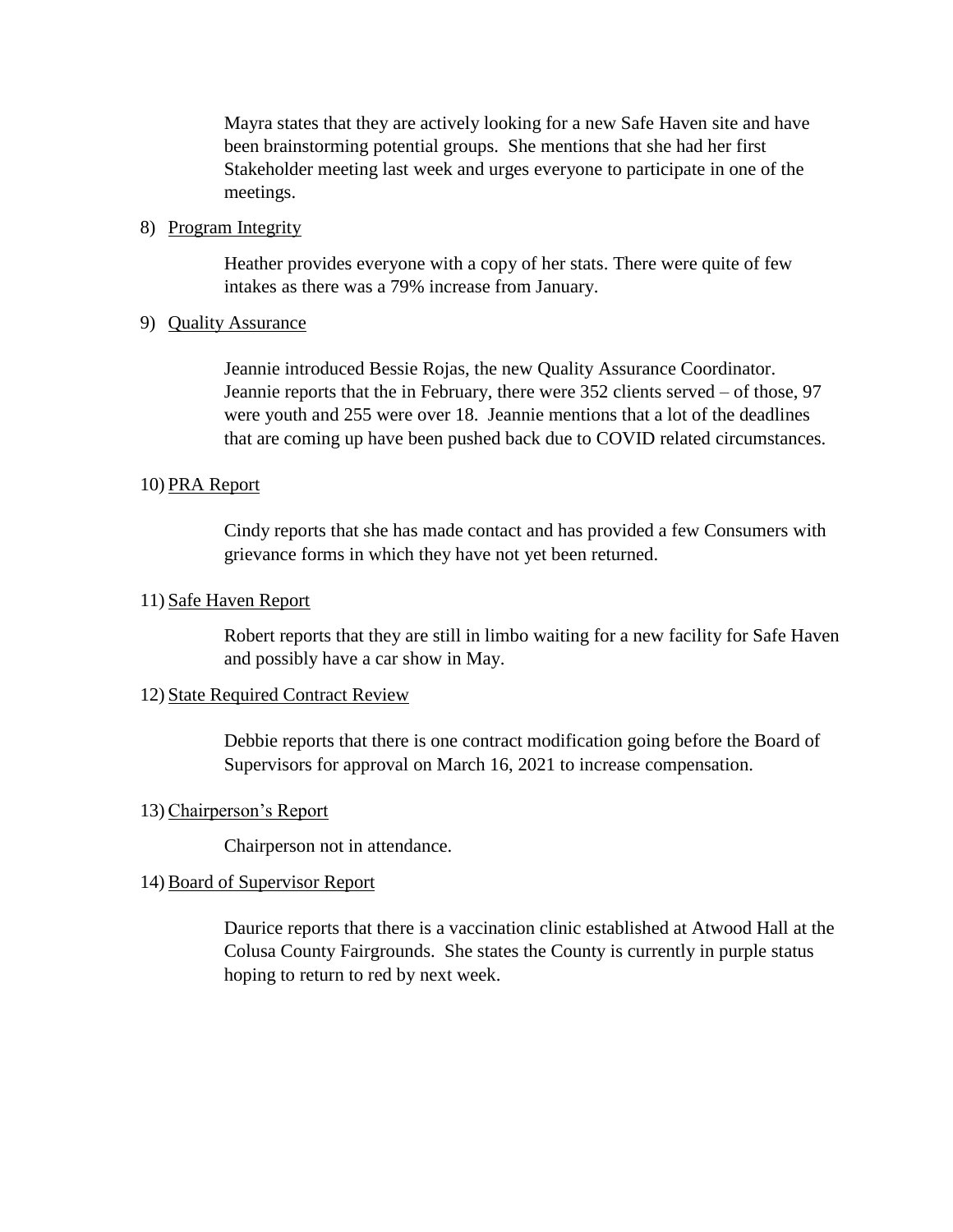Mayra states that they are actively looking for a new Safe Haven site and have been brainstorming potential groups. She mentions that she had her first Stakeholder meeting last week and urges everyone to participate in one of the meetings.

8) Program Integrity

Heather provides everyone with a copy of her stats. There were quite of few intakes as there was a 79% increase from January.

9) Quality Assurance

Jeannie introduced Bessie Rojas, the new Quality Assurance Coordinator. Jeannie reports that the in February, there were 352 clients served – of those, 97 were youth and 255 were over 18. Jeannie mentions that a lot of the deadlines that are coming up have been pushed back due to COVID related circumstances.

10) PRA Report

Cindy reports that she has made contact and has provided a few Consumers with grievance forms in which they have not yet been returned.

11) Safe Haven Report

Robert reports that they are still in limbo waiting for a new facility for Safe Haven and possibly have a car show in May.

12) State Required Contract Review

Debbie reports that there is one contract modification going before the Board of Supervisors for approval on March 16, 2021 to increase compensation.

13) Chairperson's Report

Chairperson not in attendance.

14) Board of Supervisor Report

Daurice reports that there is a vaccination clinic established at Atwood Hall at the Colusa County Fairgrounds. She states the County is currently in purple status hoping to return to red by next week.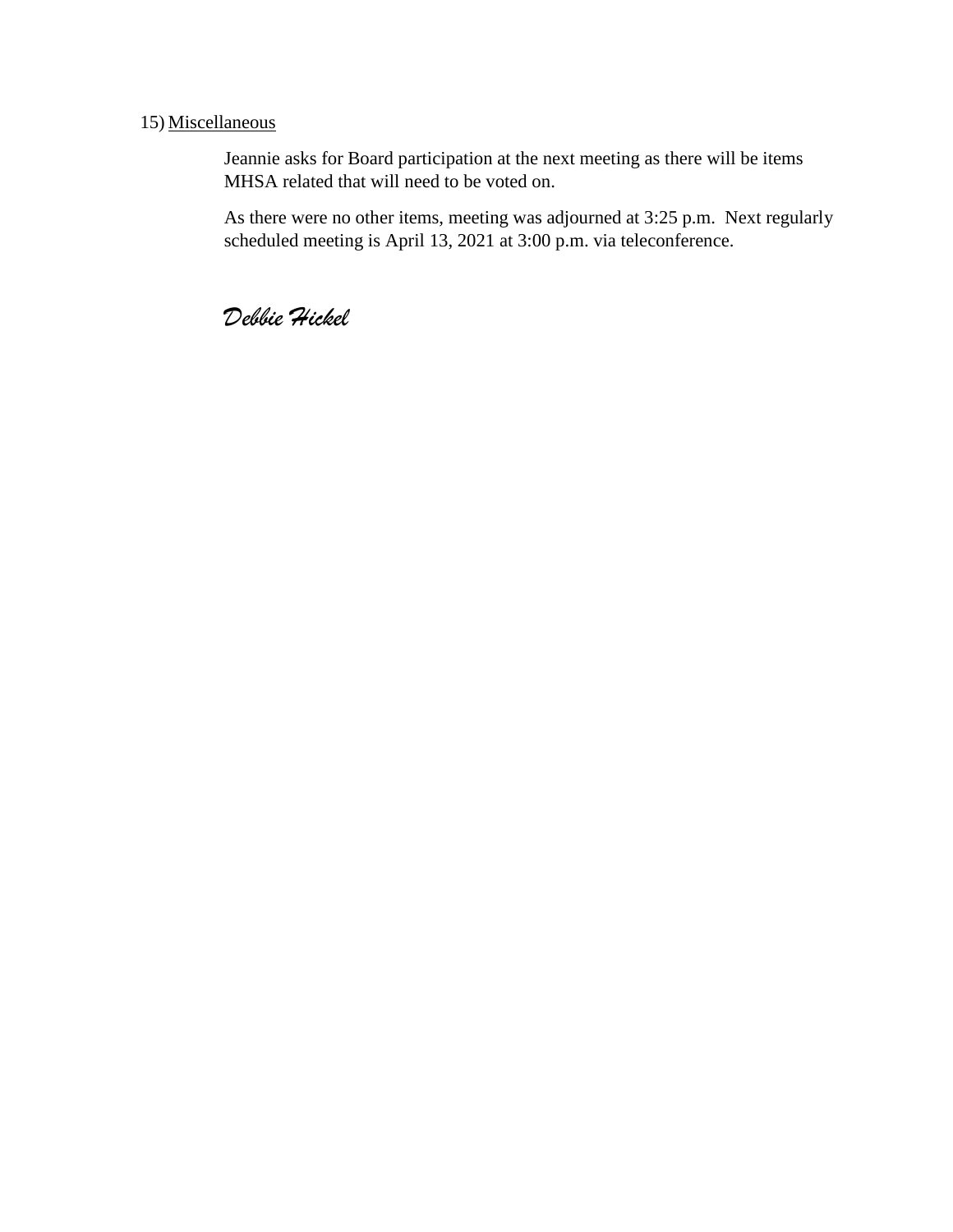15) Miscellaneous

Jeannie asks for Board participation at the next meeting as there will be items MHSA related that will need to be voted on.

As there were no other items, meeting was adjourned at 3:25 p.m. Next regularly scheduled meeting is April 13, 2021 at 3:00 p.m. via teleconference.

*Debbie Hickel*